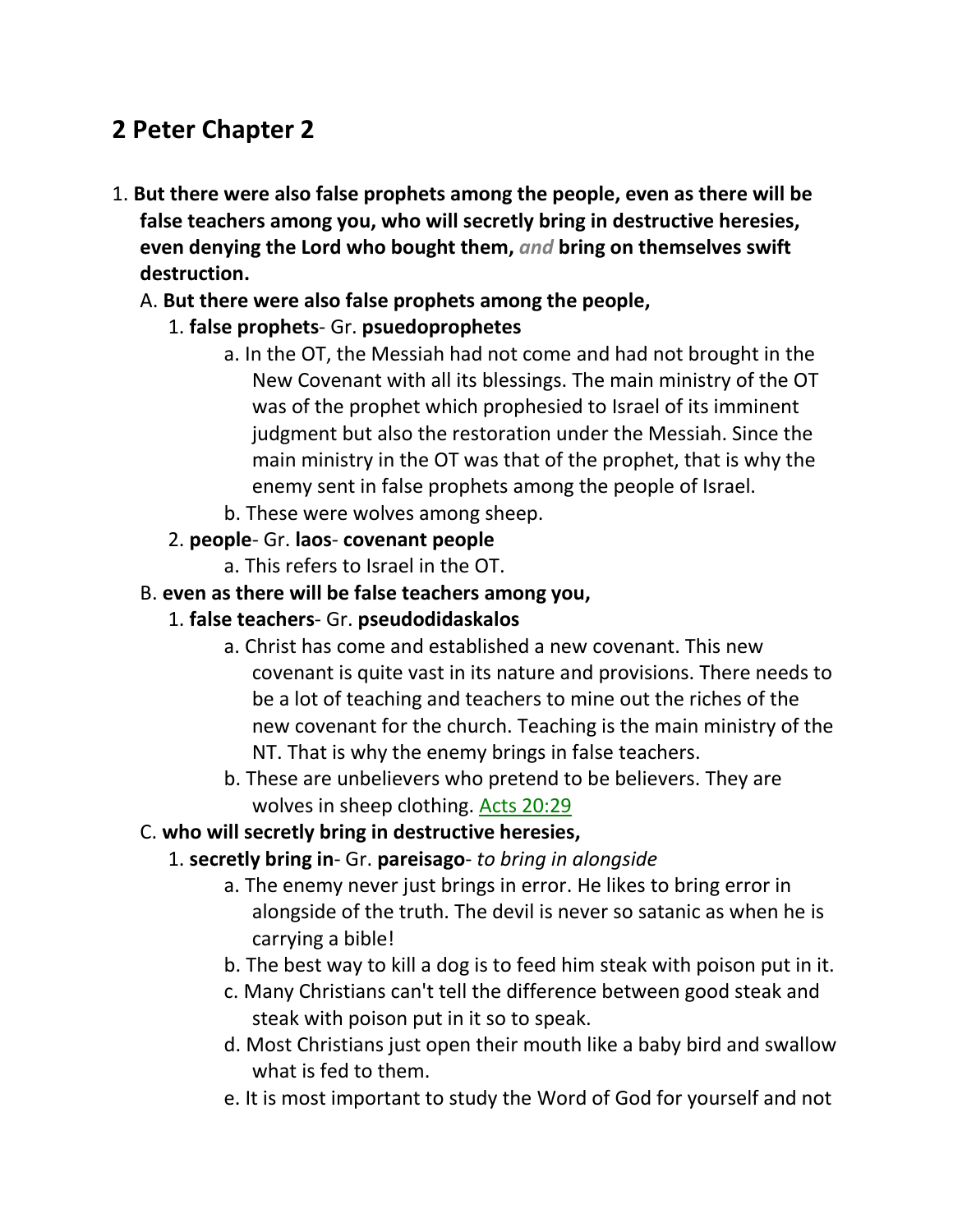# 2 Peter Chapter 2

1. **But there were also false prophets among the people, even as there will be false teachers among you, who will secretly bring in destructive heresies, even denying the Lord who bought them,** ***and*** **bring on themselves swift destruction.**
   A. **But there were also false prophets among the people,**
      1. **false prophets**- Gr. **psuedoprophetes**
         a. In the OT, the Messiah had not come and had not brought in the New Covenant with all its blessings. The main ministry of the OT was of the prophet which prophesied to Israel of its imminent judgment but also the restoration under the Messiah. Since the main ministry in the OT was that of the prophet, that is why the enemy sent in false prophets among the people of Israel.
         b. These were wolves among sheep.
      2. **people**- Gr. **laos**- **covenant people**
         a. This refers to Israel in the OT.
   B. **even as there will be false teachers among you,**
      1. **false teachers**- Gr. **pseudodidaskalos**
         a. Christ has come and established a new covenant. This new covenant is quite vast in its nature and provisions. There needs to be a lot of teaching and teachers to mine out the riches of the new covenant for the church. Teaching is the main ministry of the NT. That is why the enemy brings in false teachers.
         b. These are unbelievers who pretend to be believers. They are wolves in sheep clothing. Acts 20:29
   C. **who will secretly bring in destructive heresies,**
      1. **secretly bring in**- Gr. **pareisago**- *to bring in alongside*
         a. The enemy never just brings in error. He likes to bring error in alongside of the truth. The devil is never so satanic as when he is carrying a bible!
         b. The best way to kill a dog is to feed him steak with poison put in it.
         c. Many Christians can't tell the difference between good steak and steak with poison put in it so to speak.
         d. Most Christians just open their mouth like a baby bird and swallow what is fed to them.
         e. It is most important to study the Word of God for yourself and not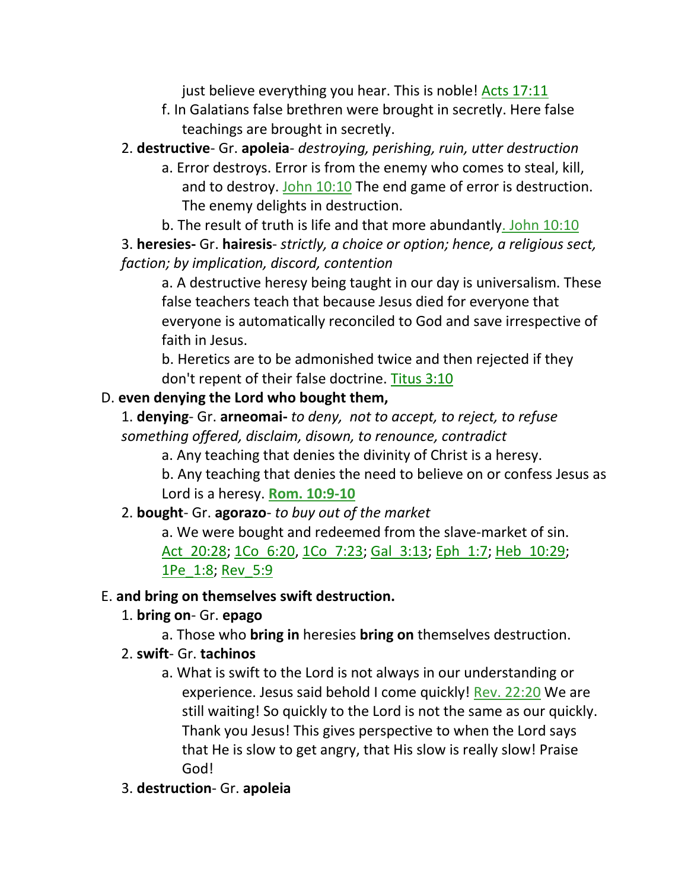just believe everything you hear. This is noble! Acts 17:11

f. In Galatians false brethren were brought in secretly. Here false teachings are brought in secretly.

2. **destructive**- Gr. **apoleia**- *destroying, perishing, ruin, utter destruction*

a. Error destroys. Error is from the enemy who comes to steal, kill, and to destroy. John 10:10 The end game of error is destruction. The enemy delights in destruction.

b. The result of truth is life and that more abundantly. John 10:10

3. **heresies-** Gr. **hairesis**- *strictly, a choice or option; hence, a religious sect, faction; by implication, discord, contention*

a. A destructive heresy being taught in our day is universalism. These false teachers teach that because Jesus died for everyone that everyone is automatically reconciled to God and save irrespective of faith in Jesus.

b. Heretics are to be admonished twice and then rejected if they don't repent of their false doctrine. Titus 3:10

D. **even denying the Lord who bought them,**

1. **denying**- Gr. **arneomai-** *to deny, not to accept, to reject, to refuse something offered, disclaim, disown, to renounce, contradict*

a. Any teaching that denies the divinity of Christ is a heresy.

b. Any teaching that denies the need to believe on or confess Jesus as Lord is a heresy. **Rom. 10:9-10**

2. **bought**- Gr. **agorazo**- *to buy out of the market*

a. We were bought and redeemed from the slave-market of sin. Act_20:28; 1Co_6:20, 1Co_7:23; Gal_3:13; Eph_1:7; Heb_10:29; 1Pe_1:8; Rev_5:9

E. **and bring on themselves swift destruction.**

1. **bring on**- Gr. **epago**

a. Those who **bring in** heresies **bring on** themselves destruction.

2. **swift**- Gr. **tachinos**

a. What is swift to the Lord is not always in our understanding or experience. Jesus said behold I come quickly! Rev. 22:20 We are still waiting! So quickly to the Lord is not the same as our quickly. Thank you Jesus! This gives perspective to when the Lord says that He is slow to get angry, that His slow is really slow! Praise God!

3. **destruction**- Gr. **apoleia**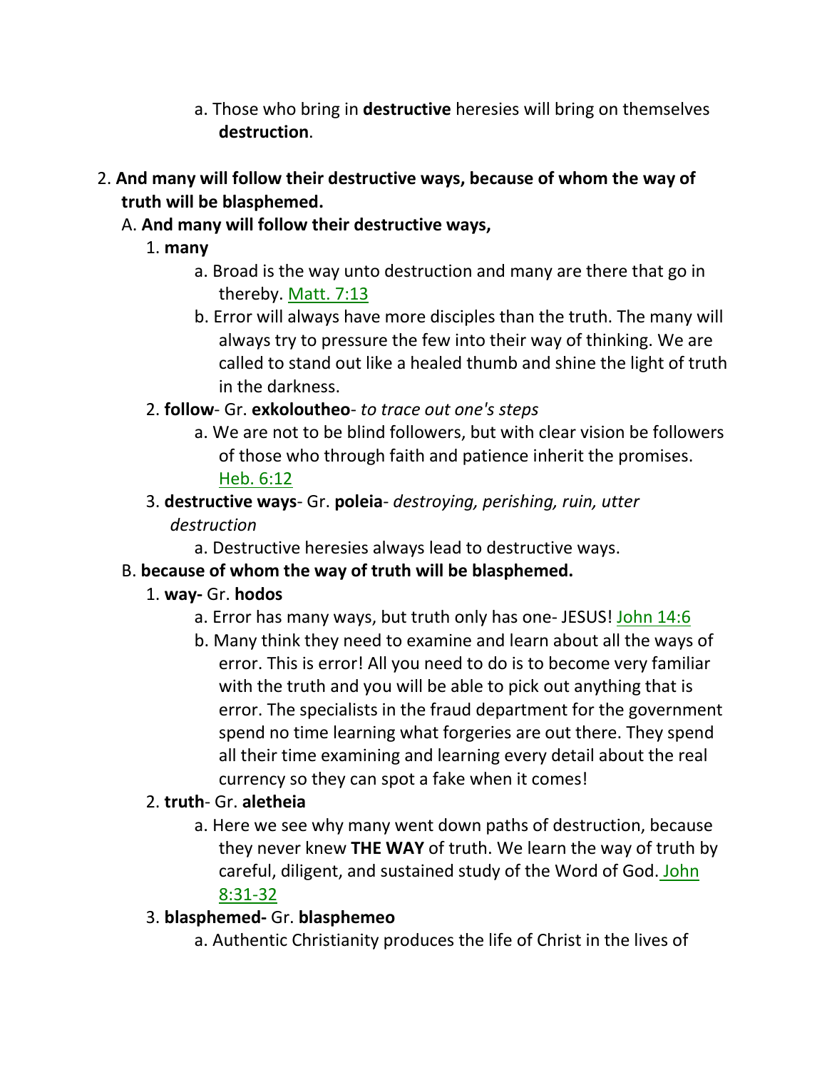a. Those who bring in **destructive** heresies will bring on themselves **destruction**.

2. **And many will follow their destructive ways, because of whom the way of truth will be blasphemed.**
   A. **And many will follow their destructive ways,**
      1. **many**
         a. Broad is the way unto destruction and many are there that go in thereby. Matt. 7:13
         b. Error will always have more disciples than the truth. The many will always try to pressure the few into their way of thinking. We are called to stand out like a healed thumb and shine the light of truth in the darkness.
      2. **follow**- Gr. **exkoloutheo**- *to trace out one's steps*
         a. We are not to be blind followers, but with clear vision be followers of those who through faith and patience inherit the promises. Heb. 6:12
      3. **destructive ways**- Gr. **poleia**- *destroying, perishing, ruin, utter destruction*
         a. Destructive heresies always lead to destructive ways.
   B. **because of whom the way of truth will be blasphemed.**
      1. **way-** Gr. **hodos**
         a. Error has many ways, but truth only has one- JESUS! John 14:6
         b. Many think they need to examine and learn about all the ways of error. This is error! All you need to do is to become very familiar with the truth and you will be able to pick out anything that is error. The specialists in the fraud department for the government spend no time learning what forgeries are out there. They spend all their time examining and learning every detail about the real currency so they can spot a fake when it comes!
      2. **truth**- Gr. **aletheia**
         a. Here we see why many went down paths of destruction, because they never knew **THE WAY** of truth. We learn the way of truth by careful, diligent, and sustained study of the Word of God. John 8:31-32
      3. **blasphemed-** Gr. **blasphemeo**
         a. Authentic Christianity produces the life of Christ in the lives of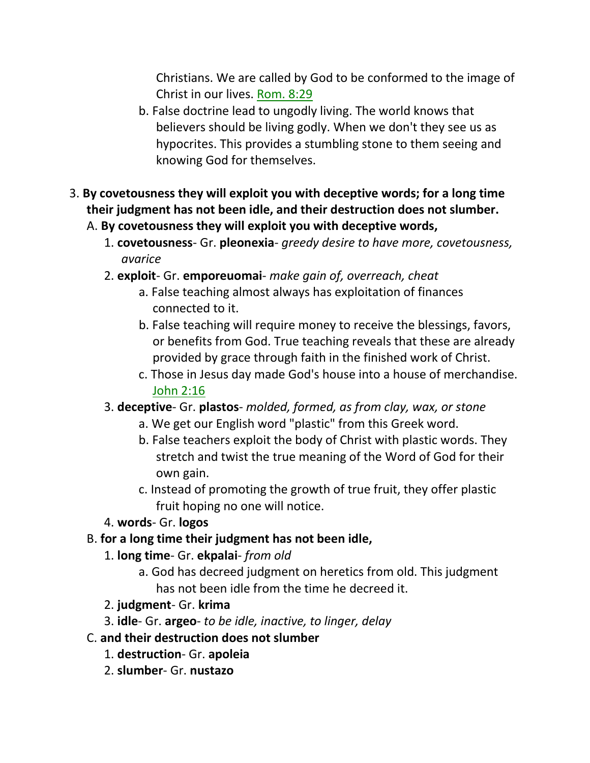Christians. We are called by God to be conformed to the image of Christ in our lives. Rom. 8:29

b. False doctrine lead to ungodly living. The world knows that believers should be living godly. When we don't they see us as hypocrites. This provides a stumbling stone to them seeing and knowing God for themselves.

3. **By covetousness they will exploit you with deceptive words; for a long time their judgment has not been idle, and their destruction does not slumber.**

   A. **By covetousness they will exploit you with deceptive words,**

      1. **covetousness**- Gr. **pleonexia**- *greedy desire to have more, covetousness, avarice*

      2. **exploit**- Gr. **emporeuomai**- *make gain of, overreach, cheat*

         a. False teaching almost always has exploitation of finances connected to it.

         b. False teaching will require money to receive the blessings, favors, or benefits from God. True teaching reveals that these are already provided by grace through faith in the finished work of Christ.

         c. Those in Jesus day made God's house into a house of merchandise. John 2:16

      3. **deceptive**- Gr. **plastos**- *molded, formed, as from clay, wax, or stone*

         a. We get our English word "plastic" from this Greek word.

         b. False teachers exploit the body of Christ with plastic words. They stretch and twist the true meaning of the Word of God for their own gain.

         c. Instead of promoting the growth of true fruit, they offer plastic fruit hoping no one will notice.

      4. **words**- Gr. **logos**

   B. **for a long time their judgment has not been idle,**

      1. **long time**- Gr. **ekpalai**- *from old*

         a. God has decreed judgment on heretics from old. This judgment has not been idle from the time he decreed it.

      2. **judgment**- Gr. **krima**

      3. **idle**- Gr. **argeo**- *to be idle, inactive, to linger, delay*

   C. **and their destruction does not slumber**

      1. **destruction**- Gr. **apoleia**

      2. **slumber**- Gr. **nustazo**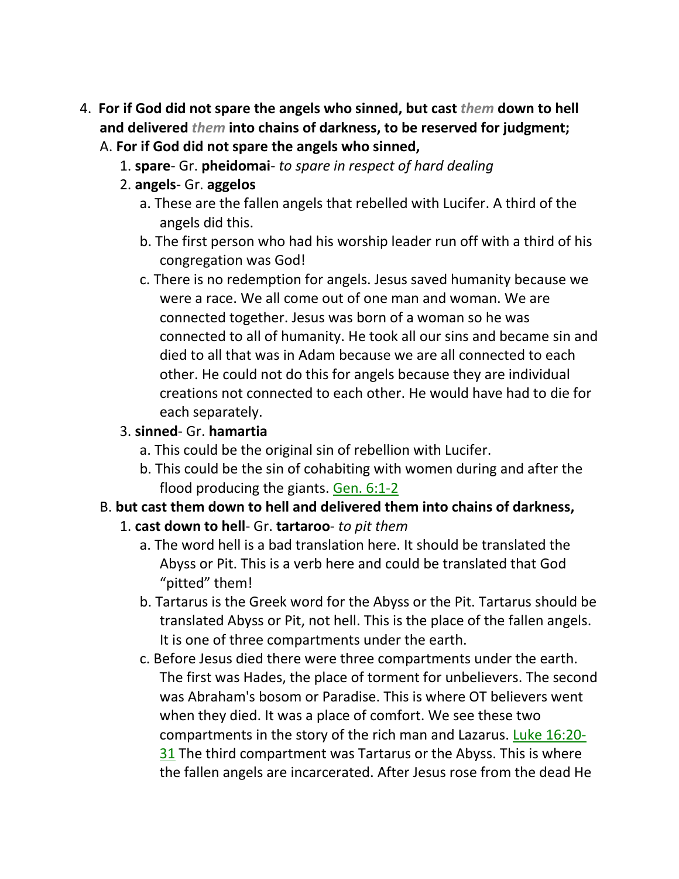4. **For if God did not spare the angels who sinned, but cast** ***them*** **down to hell and delivered** ***them*** **into chains of darkness, to be reserved for judgment;**
   A. **For if God did not spare the angels who sinned,**
      1. **spare**- Gr. **pheidomai**- *to spare in respect of hard dealing*
      2. **angels**- Gr. **aggelos**
         a. These are the fallen angels that rebelled with Lucifer. A third of the angels did this.
         b. The first person who had his worship leader run off with a third of his congregation was God!
         c. There is no redemption for angels. Jesus saved humanity because we were a race. We all come out of one man and woman. We are connected together. Jesus was born of a woman so he was connected to all of humanity. He took all our sins and became sin and died to all that was in Adam because we are all connected to each other. He could not do this for angels because they are individual creations not connected to each other. He would have had to die for each separately.
      3. **sinned**- Gr. **hamartia**
         a. This could be the original sin of rebellion with Lucifer.
         b. This could be the sin of cohabiting with women during and after the flood producing the giants. Gen. 6:1-2
   B. **but cast them down to hell and delivered them into chains of darkness,**
      1. **cast down to hell**- Gr. **tartaroo**- *to pit them*
         a. The word hell is a bad translation here. It should be translated the Abyss or Pit. This is a verb here and could be translated that God "pitted" them!
         b. Tartarus is the Greek word for the Abyss or the Pit. Tartarus should be translated Abyss or Pit, not hell. This is the place of the fallen angels. It is one of three compartments under the earth.
         c. Before Jesus died there were three compartments under the earth. The first was Hades, the place of torment for unbelievers. The second was Abraham's bosom or Paradise. This is where OT believers went when they died. It was a place of comfort. We see these two compartments in the story of the rich man and Lazarus. Luke 16:20-31 The third compartment was Tartarus or the Abyss. This is where the fallen angels are incarcerated. After Jesus rose from the dead He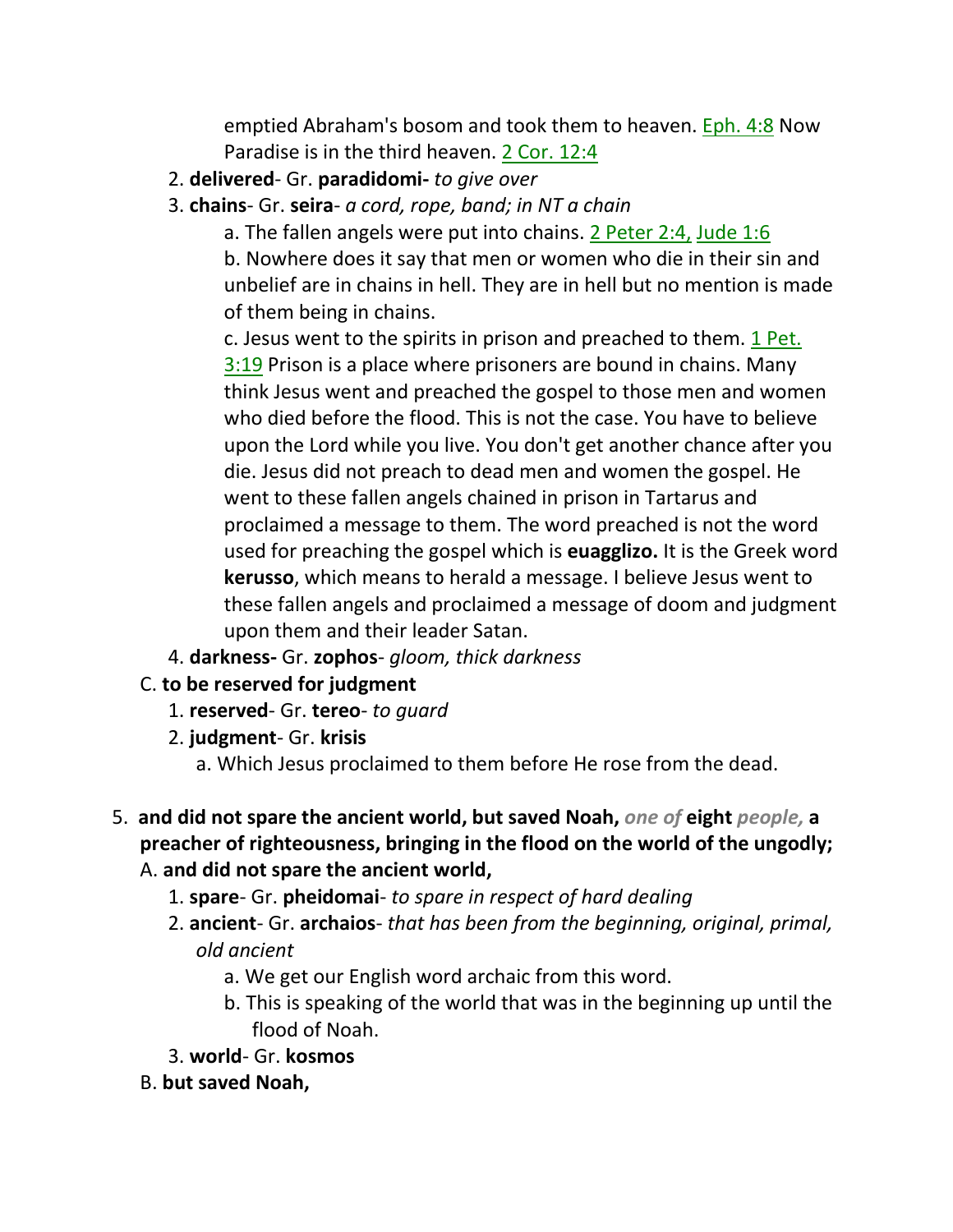emptied Abraham's bosom and took them to heaven. Eph. 4:8 Now Paradise is in the third heaven. 2 Cor. 12:4

2. **delivered**- Gr. **paradidomi-** *to give over*
3. **chains**- Gr. **seira**- *a cord, rope, band; in NT a chain*
   a. The fallen angels were put into chains. 2 Peter 2:4, Jude 1:6
   b. Nowhere does it say that men or women who die in their sin and unbelief are in chains in hell. They are in hell but no mention is made of them being in chains.
   c. Jesus went to the spirits in prison and preached to them. 1 Pet. 3:19 Prison is a place where prisoners are bound in chains. Many think Jesus went and preached the gospel to those men and women who died before the flood. This is not the case. You have to believe upon the Lord while you live. You don't get another chance after you die. Jesus did not preach to dead men and women the gospel. He went to these fallen angels chained in prison in Tartarus and proclaimed a message to them. The word preached is not the word used for preaching the gospel which is **euagglizo.** It is the Greek word **kerusso**, which means to herald a message. I believe Jesus went to these fallen angels and proclaimed a message of doom and judgment upon them and their leader Satan.
4. **darkness-** Gr. **zophos**- *gloom, thick darkness*

C. **to be reserved for judgment**
   1. **reserved**- Gr. **tereo**- *to guard*
   2. **judgment**- Gr. **krisis**
      a. Which Jesus proclaimed to them before He rose from the dead.

5. **and did not spare the ancient world, but saved Noah,** *one of* **eight** *people,* **a preacher of righteousness, bringing in the flood on the world of the ungodly;**
   A. **and did not spare the ancient world,**
      1. **spare**- Gr. **pheidomai**- *to spare in respect of hard dealing*
      2. **ancient**- Gr. **archaios**- *that has been from the beginning, original, primal, old ancient*
         a. We get our English word archaic from this word.
         b. This is speaking of the world that was in the beginning up until the flood of Noah.
      3. **world**- Gr. **kosmos**
   B. **but saved Noah,**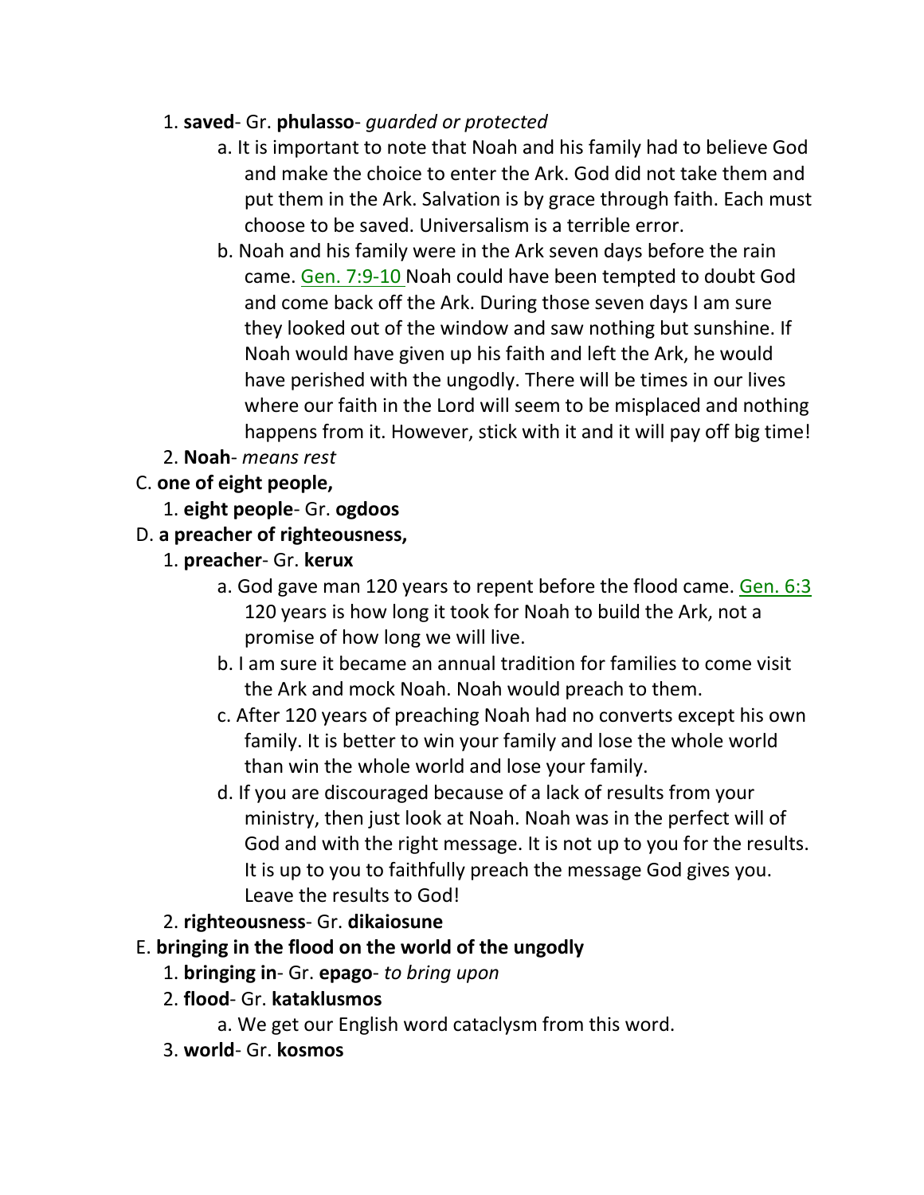1. **saved**- Gr. **phulasso**- *guarded or protected*
    a. It is important to note that Noah and his family had to believe God and make the choice to enter the Ark. God did not take them and put them in the Ark. Salvation is by grace through faith. Each must choose to be saved. Universalism is a terrible error.
    b. Noah and his family were in the Ark seven days before the rain came. Gen. 7:9-10 Noah could have been tempted to doubt God and come back off the Ark. During those seven days I am sure they looked out of the window and saw nothing but sunshine. If Noah would have given up his faith and left the Ark, he would have perished with the ungodly. There will be times in our lives where our faith in the Lord will seem to be misplaced and nothing happens from it. However, stick with it and it will pay off big time!
2. **Noah**- *means rest*

C. **one of eight people,**
1. **eight people**- Gr. **ogdoos**

D. **a preacher of righteousness,**
1. **preacher**- Gr. **kerux**
    a. God gave man 120 years to repent before the flood came. Gen. 6:3 120 years is how long it took for Noah to build the Ark, not a promise of how long we will live.
    b. I am sure it became an annual tradition for families to come visit the Ark and mock Noah. Noah would preach to them.
    c. After 120 years of preaching Noah had no converts except his own family. It is better to win your family and lose the whole world than win the whole world and lose your family.
    d. If you are discouraged because of a lack of results from your ministry, then just look at Noah. Noah was in the perfect will of God and with the right message. It is not up to you for the results. It is up to you to faithfully preach the message God gives you. Leave the results to God!
2. **righteousness**- Gr. **dikaiosune**

E. **bringing in the flood on the world of the ungodly**
1. **bringing in**- Gr. **epago**- *to bring upon*
2. **flood**- Gr. **kataklusmos**
    a. We get our English word cataclysm from this word.
3. **world**- Gr. **kosmos**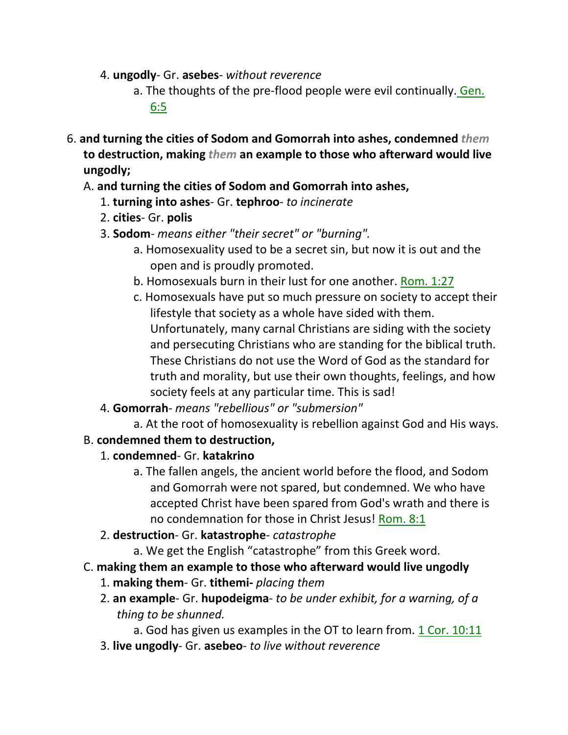4. **ungodly**- Gr. **asebes**- *without reverence*
    a. The thoughts of the pre-flood people were evil continually. Gen. 6:5

6. **and turning the cities of Sodom and Gomorrah into ashes, condemned *them* to destruction, making *them* an example to those who afterward would live ungodly;**
    A. **and turning the cities of Sodom and Gomorrah into ashes,**
        1. **turning into ashes**- Gr. **tephroo**- *to incinerate*
        2. **cities**- Gr. **polis**
        3. **Sodom**- *means either "their secret" or "burning".*
            a. Homosexuality used to be a secret sin, but now it is out and the open and is proudly promoted.
            b. Homosexuals burn in their lust for one another. Rom. 1:27
            c. Homosexuals have put so much pressure on society to accept their lifestyle that society as a whole have sided with them. Unfortunately, many carnal Christians are siding with the society and persecuting Christians who are standing for the biblical truth. These Christians do not use the Word of God as the standard for truth and morality, but use their own thoughts, feelings, and how society feels at any particular time. This is sad!
        4. **Gomorrah**- *means "rebellious" or "submersion"*
            a. At the root of homosexuality is rebellion against God and His ways.
    B. **condemned them to destruction,**
        1. **condemned**- Gr. **katakrino**
            a. The fallen angels, the ancient world before the flood, and Sodom and Gomorrah were not spared, but condemned. We who have accepted Christ have been spared from God's wrath and there is no condemnation for those in Christ Jesus! Rom. 8:1
        2. **destruction**- Gr. **katastrophe**- *catastrophe*
            a. We get the English "catastrophe" from this Greek word.
    C. **making them an example to those who afterward would live ungodly**
        1. **making them**- Gr. **tithemi-** *placing them*
        2. **an example**- Gr. **hupodeigma**- *to be under exhibit, for a warning, of a thing to be shunned.*
            a. God has given us examples in the OT to learn from. 1 Cor. 10:11
        3. **live ungodly**- Gr. **asebeo**- *to live without reverence*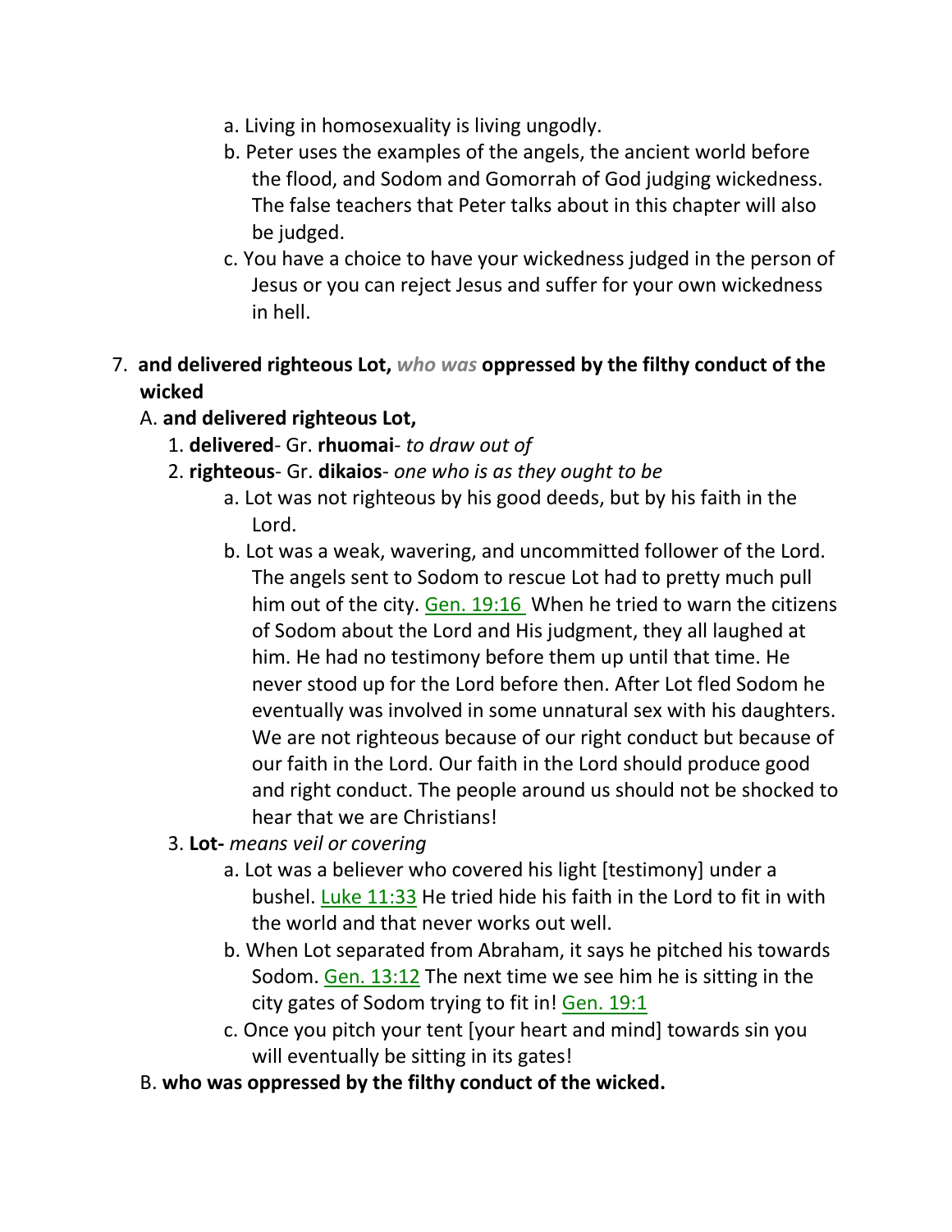a. Living in homosexuality is living ungodly.

b. Peter uses the examples of the angels, the ancient world before the flood, and Sodom and Gomorrah of God judging wickedness. The false teachers that Peter talks about in this chapter will also be judged.

c. You have a choice to have your wickedness judged in the person of Jesus or you can reject Jesus and suffer for your own wickedness in hell.

7. **and delivered righteous Lot,** ***who was*** **oppressed by the filthy conduct of the wicked**

A. **and delivered righteous Lot,**

1. **delivered**- Gr. **rhuomai**- *to draw out of*

2. **righteous**- Gr. **dikaios**- *one who is as they ought to be*

a. Lot was not righteous by his good deeds, but by his faith in the Lord.

b. Lot was a weak, wavering, and uncommitted follower of the Lord. The angels sent to Sodom to rescue Lot had to pretty much pull him out of the city. Gen. 19:16 When he tried to warn the citizens of Sodom about the Lord and His judgment, they all laughed at him. He had no testimony before them up until that time. He never stood up for the Lord before then. After Lot fled Sodom he eventually was involved in some unnatural sex with his daughters. We are not righteous because of our right conduct but because of our faith in the Lord. Our faith in the Lord should produce good and right conduct. The people around us should not be shocked to hear that we are Christians!

3. **Lot-** *means veil or covering*

a. Lot was a believer who covered his light [testimony] under a bushel. Luke 11:33 He tried hide his faith in the Lord to fit in with the world and that never works out well.

b. When Lot separated from Abraham, it says he pitched his towards Sodom. Gen. 13:12 The next time we see him he is sitting in the city gates of Sodom trying to fit in! Gen. 19:1

c. Once you pitch your tent [your heart and mind] towards sin you will eventually be sitting in its gates!

B. **who was oppressed by the filthy conduct of the wicked.**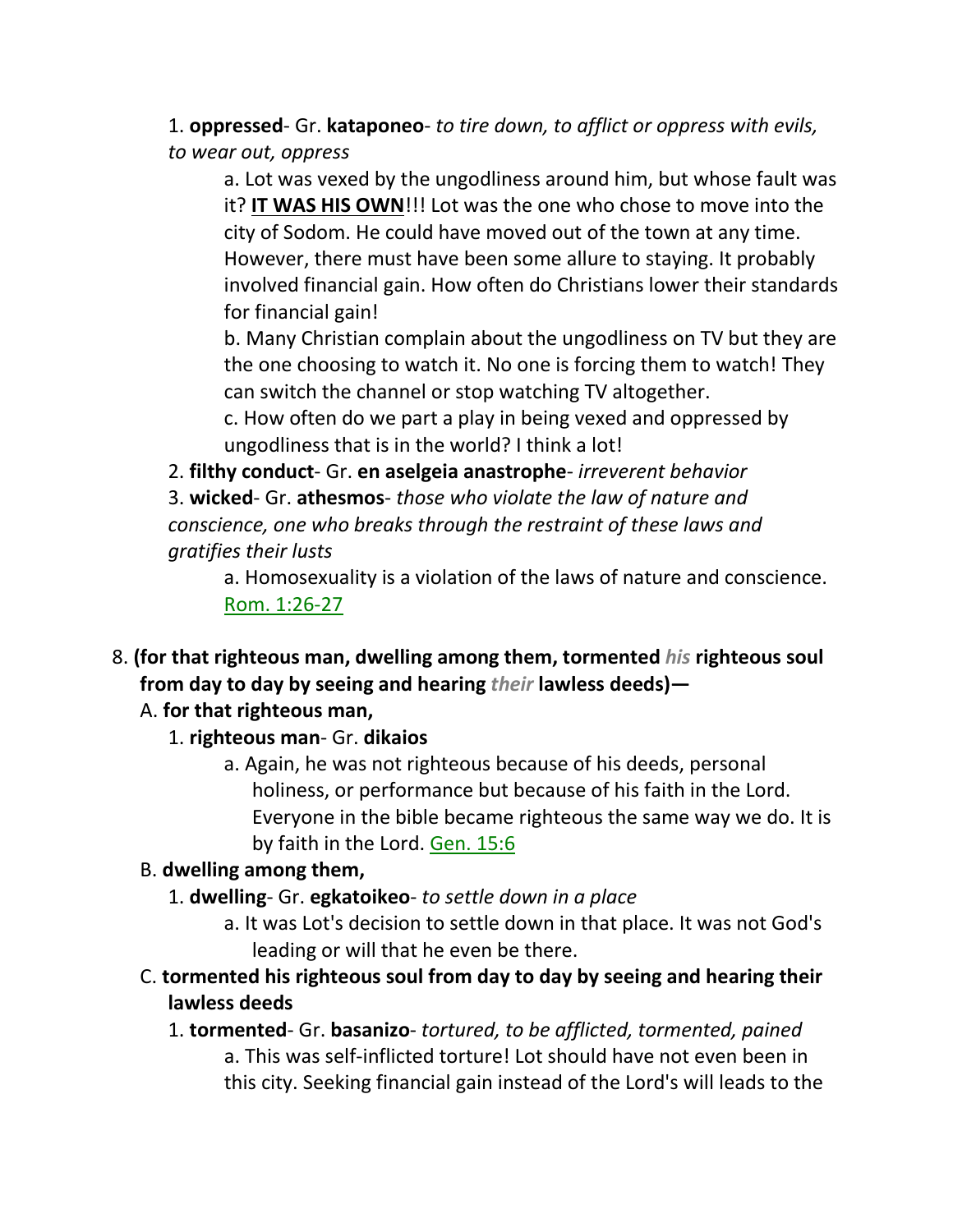1. **oppressed**- Gr. **kataponeo**- *to tire down, to afflict or oppress with evils, to wear out, oppress*

    a. Lot was vexed by the ungodliness around him, but whose fault was it? **IT WAS HIS OWN**!!! Lot was the one who chose to move into the city of Sodom. He could have moved out of the town at any time. However, there must have been some allure to staying. It probably involved financial gain. How often do Christians lower their standards for financial gain!

    b. Many Christian complain about the ungodliness on TV but they are the one choosing to watch it. No one is forcing them to watch! They can switch the channel or stop watching TV altogether.

    c. How often do we part a play in being vexed and oppressed by ungodliness that is in the world? I think a lot!

2. **filthy conduct**- Gr. **en aselgeia anastrophe**- *irreverent behavior*

3. **wicked**- Gr. **athesmos**- *those who violate the law of nature and conscience, one who breaks through the restraint of these laws and gratifies their lusts*

    a. Homosexuality is a violation of the laws of nature and conscience. Rom. 1:26-27

8. **(for that righteous man, dwelling among them, tormented *his* righteous soul from day to day by seeing and hearing *their* lawless deeds)—**

   A. **for that righteous man,**

      1. **righteous man**- Gr. **dikaios**

         a. Again, he was not righteous because of his deeds, personal holiness, or performance but because of his faith in the Lord. Everyone in the bible became righteous the same way we do. It is by faith in the Lord. Gen. 15:6

   B. **dwelling among them,**

      1. **dwelling**- Gr. **egkatoikeo**- *to settle down in a place*

         a. It was Lot's decision to settle down in that place. It was not God's leading or will that he even be there.

   C. **tormented his righteous soul from day to day by seeing and hearing their lawless deeds**

      1. **tormented**- Gr. **basanizo**- *tortured, to be afflicted, tormented, pained*

         a. This was self-inflicted torture! Lot should have not even been in this city. Seeking financial gain instead of the Lord's will leads to the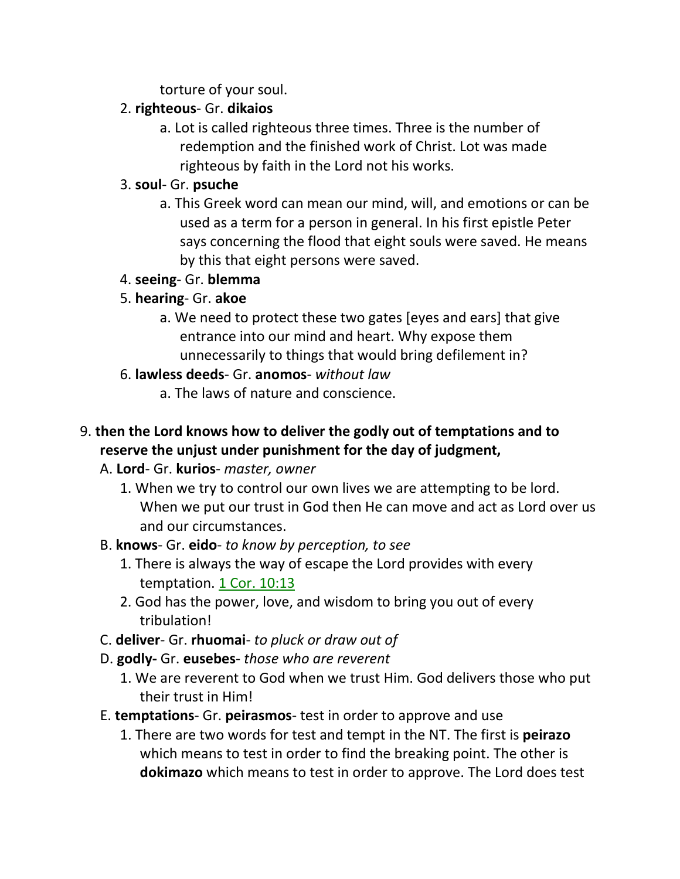torture of your soul.

2. **righteous**- Gr. **dikaios**
    a. Lot is called righteous three times. Three is the number of redemption and the finished work of Christ. Lot was made righteous by faith in the Lord not his works.
3. **soul**- Gr. **psuche**
    a. This Greek word can mean our mind, will, and emotions or can be used as a term for a person in general. In his first epistle Peter says concerning the flood that eight souls were saved. He means by this that eight persons were saved.
4. **seeing**- Gr. **blemma**
5. **hearing**- Gr. **akoe**
    a. We need to protect these two gates [eyes and ears] that give entrance into our mind and heart. Why expose them unnecessarily to things that would bring defilement in?
6. **lawless deeds**- Gr. **anomos**- *without law*
    a. The laws of nature and conscience.

9. **then the Lord knows how to deliver the godly out of temptations and to reserve the unjust under punishment for the day of judgment,**
    A. **Lord**- Gr. **kurios**- *master, owner*
        1. When we try to control our own lives we are attempting to be lord. When we put our trust in God then He can move and act as Lord over us and our circumstances.
    B. **knows**- Gr. **eido**- *to know by perception, to see*
        1. There is always the way of escape the Lord provides with every temptation. 1 Cor. 10:13
        2. God has the power, love, and wisdom to bring you out of every tribulation!
    C. **deliver**- Gr. **rhuomai**- *to pluck or draw out of*
    D. **godly-** Gr. **eusebes**- *those who are reverent*
        1. We are reverent to God when we trust Him. God delivers those who put their trust in Him!
    E. **temptations**- Gr. **peirasmos**- test in order to approve and use
        1. There are two words for test and tempt in the NT. The first is **peirazo** which means to test in order to find the breaking point. The other is **dokimazo** which means to test in order to approve. The Lord does test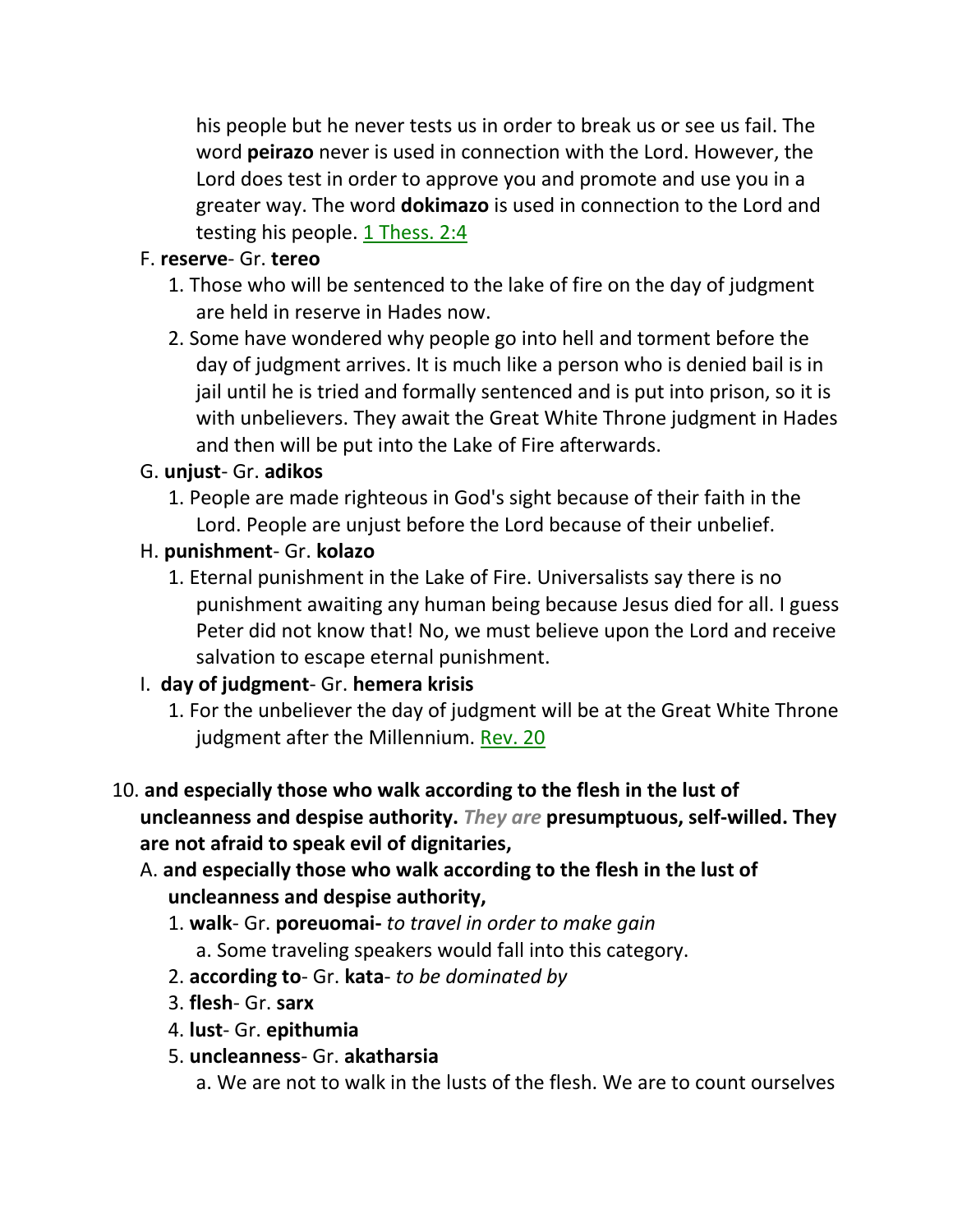his people but he never tests us in order to break us or see us fail. The word **peirazo** never is used in connection with the Lord. However, the Lord does test in order to approve you and promote and use you in a greater way. The word **dokimazo** is used in connection to the Lord and testing his people. 1 Thess. 2:4

F. **reserve**- Gr. **tereo**

1. Those who will be sentenced to the lake of fire on the day of judgment are held in reserve in Hades now.
2. Some have wondered why people go into hell and torment before the day of judgment arrives. It is much like a person who is denied bail is in jail until he is tried and formally sentenced and is put into prison, so it is with unbelievers. They await the Great White Throne judgment in Hades and then will be put into the Lake of Fire afterwards.

G. **unjust**- Gr. **adikos**

1. People are made righteous in God's sight because of their faith in the Lord. People are unjust before the Lord because of their unbelief.

H. **punishment**- Gr. **kolazo**

1. Eternal punishment in the Lake of Fire. Universalists say there is no punishment awaiting any human being because Jesus died for all. I guess Peter did not know that! No, we must believe upon the Lord and receive salvation to escape eternal punishment.

I. **day of judgment**- Gr. **hemera krisis**

1. For the unbeliever the day of judgment will be at the Great White Throne judgment after the Millennium. Rev. 20

10. **and especially those who walk according to the flesh in the lust of uncleanness and despise authority.** ***They are*** **presumptuous, self-willed. They are not afraid to speak evil of dignitaries,**

A. **and especially those who walk according to the flesh in the lust of uncleanness and despise authority,**

1. **walk**- Gr. **poreuomai-** *to travel in order to make gain*
   a. Some traveling speakers would fall into this category.
2. **according to**- Gr. **kata**- *to be dominated by*
3. **flesh**- Gr. **sarx**
4. **lust**- Gr. **epithumia**
5. **uncleanness**- Gr. **akatharsia**
   a. We are not to walk in the lusts of the flesh. We are to count ourselves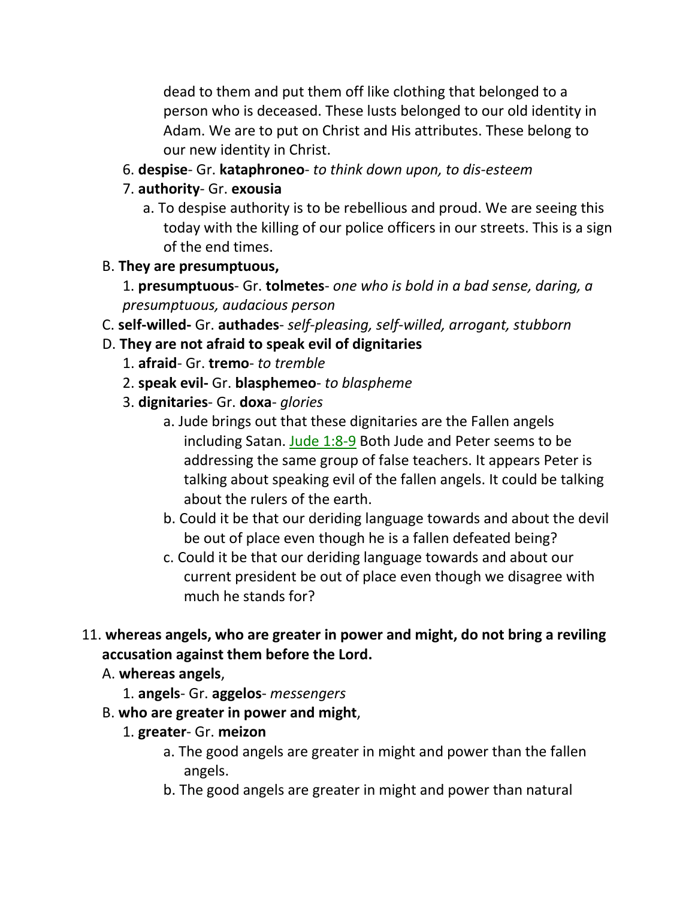dead to them and put them off like clothing that belonged to a person who is deceased. These lusts belonged to our old identity in Adam. We are to put on Christ and His attributes. These belong to our new identity in Christ.

6. **despise**- Gr. **kataphroneo**- *to think down upon, to dis-esteem*
7. **authority**- Gr. **exousia**
   a. To despise authority is to be rebellious and proud. We are seeing this today with the killing of our police officers in our streets. This is a sign of the end times.

B. **They are presumptuous,**

1. **presumptuous**- Gr. **tolmetes**- *one who is bold in a bad sense, daring, a presumptuous, audacious person*

C. **self-willed-** Gr. **authades**- *self-pleasing, self-willed, arrogant, stubborn*

D. **They are not afraid to speak evil of dignitaries**

1. **afraid**- Gr. **tremo**- *to tremble*
2. **speak evil-** Gr. **blasphemeo**- *to blaspheme*
3. **dignitaries**- Gr. **doxa**- *glories*
   a. Jude brings out that these dignitaries are the Fallen angels including Satan. Jude 1:8-9 Both Jude and Peter seems to be addressing the same group of false teachers. It appears Peter is talking about speaking evil of the fallen angels. It could be talking about the rulers of the earth.
   b. Could it be that our deriding language towards and about the devil be out of place even though he is a fallen defeated being?
   c. Could it be that our deriding language towards and about our current president be out of place even though we disagree with much he stands for?

11. **whereas angels, who are greater in power and might, do not bring a reviling accusation against them before the Lord.**

A. **whereas angels**,

1. **angels**- Gr. **aggelos**- *messengers*

B. **who are greater in power and might**,

1. **greater**- Gr. **meizon**
   a. The good angels are greater in might and power than the fallen angels.
   b. The good angels are greater in might and power than natural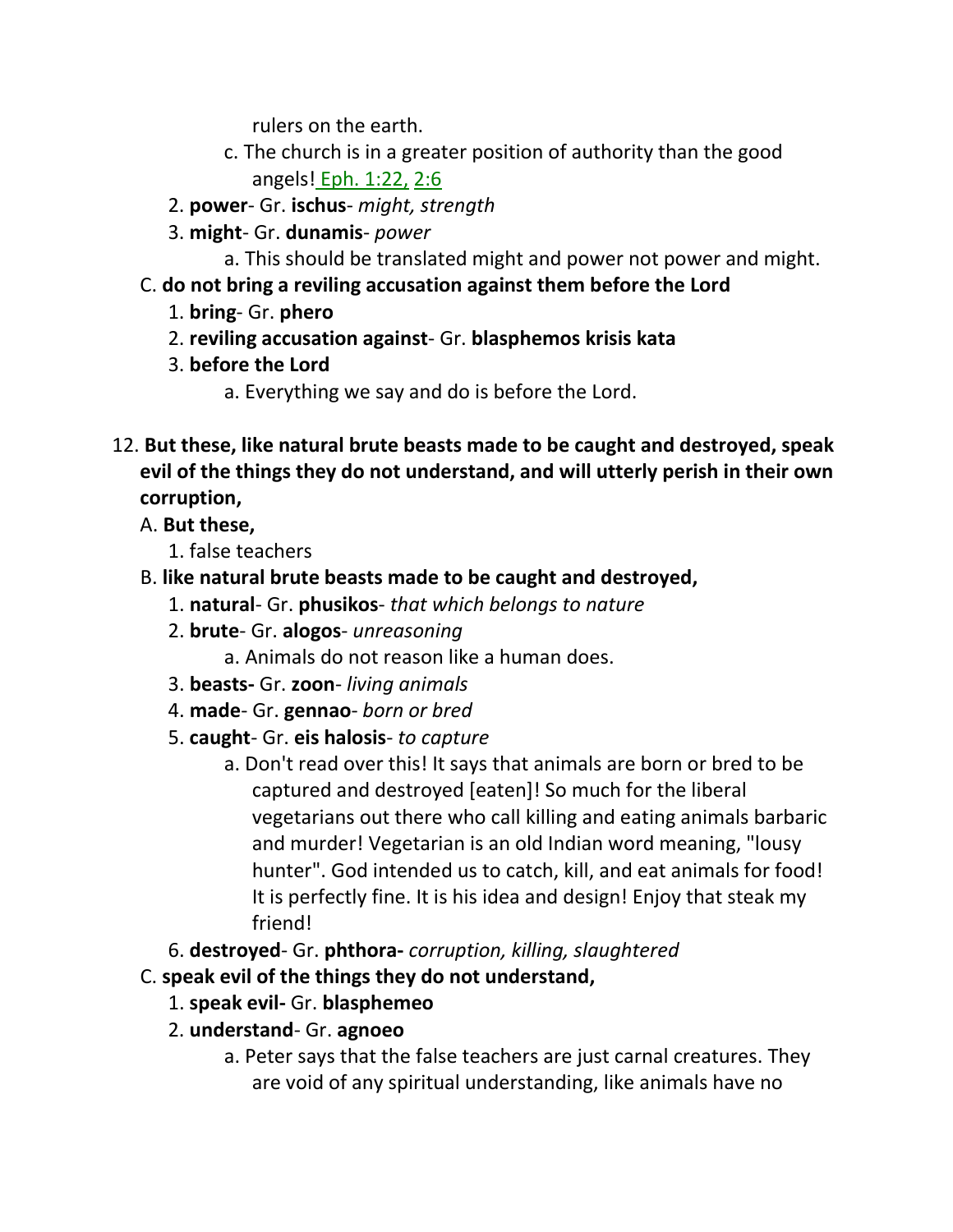rulers on the earth.

c. The church is in a greater position of authority than the good angels! Eph. 1:22, 2:6

2. **power**- Gr. **ischus**- *might, strength*

3. **might**- Gr. **dunamis**- *power*

a. This should be translated might and power not power and might.

C. **do not bring a reviling accusation against them before the Lord**

1. **bring**- Gr. **phero**

2. **reviling accusation against**- Gr. **blasphemos krisis kata**

3. **before the Lord**

a. Everything we say and do is before the Lord.

12. **But these, like natural brute beasts made to be caught and destroyed, speak evil of the things they do not understand, and will utterly perish in their own corruption,**

A. **But these,**

1. false teachers

B. **like natural brute beasts made to be caught and destroyed,**

1. **natural**- Gr. **phusikos**- *that which belongs to nature*

2. **brute**- Gr. **alogos**- *unreasoning*

a. Animals do not reason like a human does.

3. **beasts-** Gr. **zoon**- *living animals*

4. **made**- Gr. **gennao**- *born or bred*

5. **caught**- Gr. **eis halosis**- *to capture*

a. Don't read over this! It says that animals are born or bred to be captured and destroyed [eaten]! So much for the liberal vegetarians out there who call killing and eating animals barbaric and murder! Vegetarian is an old Indian word meaning, "lousy hunter". God intended us to catch, kill, and eat animals for food! It is perfectly fine. It is his idea and design! Enjoy that steak my friend!

6. **destroyed**- Gr. **phthora-** *corruption, killing, slaughtered*

C. **speak evil of the things they do not understand,**

1. **speak evil-** Gr. **blasphemeo**

2. **understand**- Gr. **agnoeo**

a. Peter says that the false teachers are just carnal creatures. They are void of any spiritual understanding, like animals have no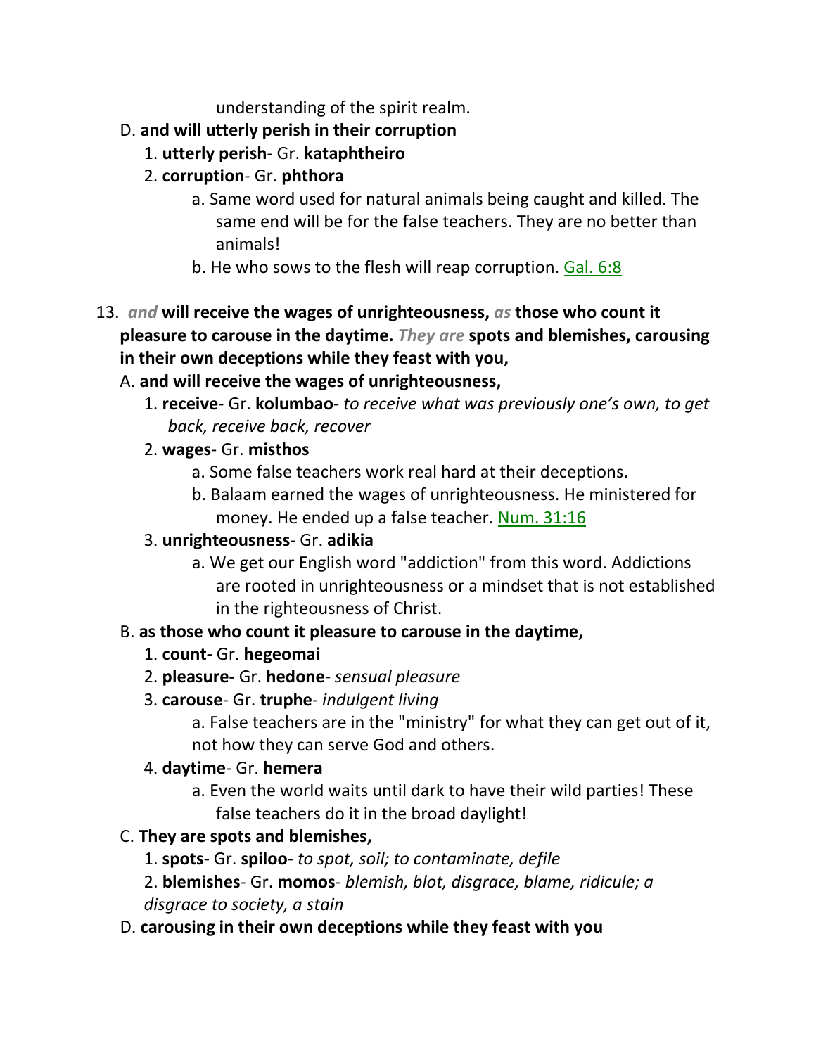understanding of the spirit realm.

D. **and will utterly perish in their corruption**

1. **utterly perish**- Gr. **kataphtheiro**
2. **corruption**- Gr. **phthora**

a. Same word used for natural animals being caught and killed. The same end will be for the false teachers. They are no better than animals!

b. He who sows to the flesh will reap corruption. Gal. 6:8

13. *and* **will receive the wages of unrighteousness,** *as* **those who count it pleasure to carouse in the daytime.** *They are* **spots and blemishes, carousing in their own deceptions while they feast with you,**

A. **and will receive the wages of unrighteousness,**

1. **receive**- Gr. **kolumbao**- *to receive what was previously one's own, to get back, receive back, recover*
2. **wages**- Gr. **misthos**

a. Some false teachers work real hard at their deceptions.

b. Balaam earned the wages of unrighteousness. He ministered for money. He ended up a false teacher. Num. 31:16

3. **unrighteousness**- Gr. **adikia**

a. We get our English word "addiction" from this word. Addictions are rooted in unrighteousness or a mindset that is not established in the righteousness of Christ.

B. **as those who count it pleasure to carouse in the daytime,**

1. **count-** Gr. **hegeomai**
2. **pleasure-** Gr. **hedone**- *sensual pleasure*
3. **carouse**- Gr. **truphe**- *indulgent living*

a. False teachers are in the "ministry" for what they can get out of it, not how they can serve God and others.

4. **daytime**- Gr. **hemera**

a. Even the world waits until dark to have their wild parties! These false teachers do it in the broad daylight!

C. **They are spots and blemishes,**

1. **spots**- Gr. **spiloo**- *to spot, soil; to contaminate, defile*
2. **blemishes**- Gr. **momos**- *blemish, blot, disgrace, blame, ridicule; a disgrace to society, a stain*

D. **carousing in their own deceptions while they feast with you**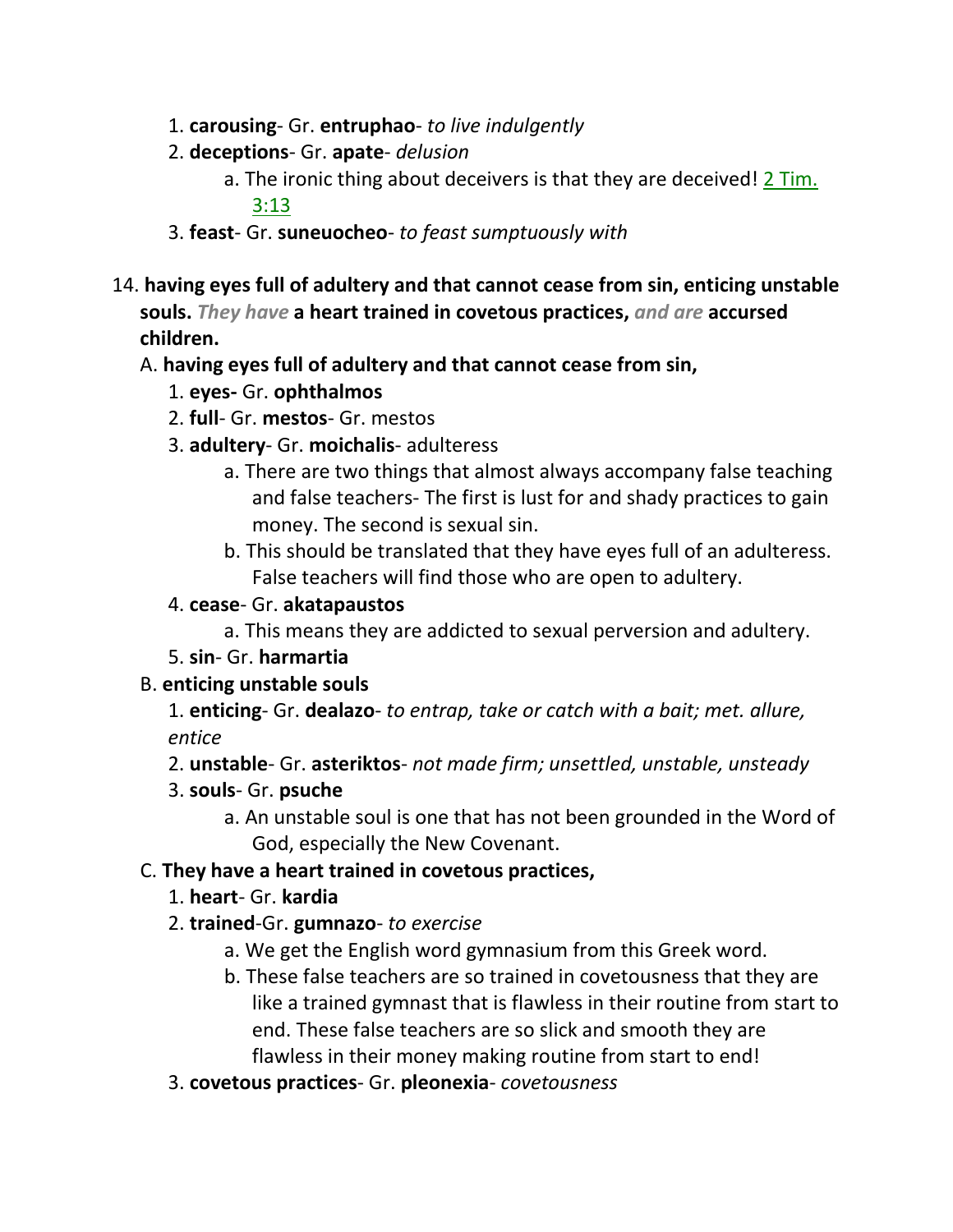1. **carousing**- Gr. **entruphao**- *to live indulgently*
2. **deceptions**- Gr. **apate**- *delusion*
    a. The ironic thing about deceivers is that they are deceived! 2 Tim. 3:13
3. **feast**- Gr. **suneuocheo**- *to feast sumptuously with*

14. **having eyes full of adultery and that cannot cease from sin, enticing unstable souls.** ***They have*** **a heart trained in covetous practices,** ***and are*** **accursed children.**

A. **having eyes full of adultery and that cannot cease from sin,**

1. **eyes-** Gr. **ophthalmos**
2. **full**- Gr. **mestos**- Gr. mestos
3. **adultery**- Gr. **moichalis**- adulteress
    a. There are two things that almost always accompany false teaching and false teachers- The first is lust for and shady practices to gain money. The second is sexual sin.
    b. This should be translated that they have eyes full of an adulteress. False teachers will find those who are open to adultery.
4. **cease**- Gr. **akatapaustos**
    a. This means they are addicted to sexual perversion and adultery.
5. **sin**- Gr. **harmartia**

B. **enticing unstable souls**

1. **enticing**- Gr. **dealazo**- *to entrap, take or catch with a bait; met. allure, entice*
2. **unstable**- Gr. **asteriktos**- *not made firm; unsettled, unstable, unsteady*
3. **souls**- Gr. **psuche**
    a. An unstable soul is one that has not been grounded in the Word of God, especially the New Covenant.

C. **They have a heart trained in covetous practices,**

1. **heart**- Gr. **kardia**
2. **trained**-Gr. **gumnazo**- *to exercise*
    a. We get the English word gymnasium from this Greek word.
    b. These false teachers are so trained in covetousness that they are like a trained gymnast that is flawless in their routine from start to end. These false teachers are so slick and smooth they are flawless in their money making routine from start to end!
3. **covetous practices**- Gr. **pleonexia**- *covetousness*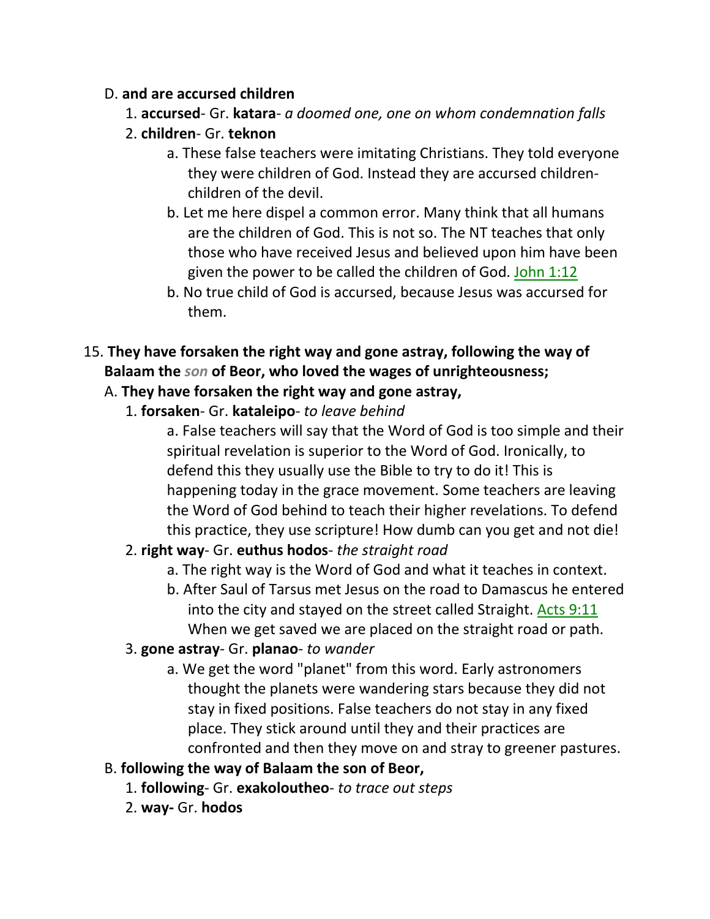D. **and are accursed children**

1. **accursed**- Gr. **katara**- *a doomed one, one on whom condemnation falls*
2. **children**- Gr. **teknon**
    a. These false teachers were imitating Christians. They told everyone they were children of God. Instead they are accursed children- children of the devil.
    b. Let me here dispel a common error. Many think that all humans are the children of God. This is not so. The NT teaches that only those who have received Jesus and believed upon him have been given the power to be called the children of God. John 1:12
    b. No true child of God is accursed, because Jesus was accursed for them.

15. **They have forsaken the right way and gone astray, following the way of Balaam the** ***son*** **of Beor, who loved the wages of unrighteousness;**

A. **They have forsaken the right way and gone astray,**

1. **forsaken**- Gr. **kataleipo**- *to leave behind*
    a. False teachers will say that the Word of God is too simple and their spiritual revelation is superior to the Word of God. Ironically, to defend this they usually use the Bible to try to do it! This is happening today in the grace movement. Some teachers are leaving the Word of God behind to teach their higher revelations. To defend this practice, they use scripture! How dumb can you get and not die!
2. **right way**- Gr. **euthus hodos**- *the straight road*
    a. The right way is the Word of God and what it teaches in context.
    b. After Saul of Tarsus met Jesus on the road to Damascus he entered into the city and stayed on the street called Straight. Acts 9:11 When we get saved we are placed on the straight road or path.
3. **gone astray**- Gr. **planao**- *to wander*
    a. We get the word "planet" from this word. Early astronomers thought the planets were wandering stars because they did not stay in fixed positions. False teachers do not stay in any fixed place. They stick around until they and their practices are confronted and then they move on and stray to greener pastures.

B. **following the way of Balaam the son of Beor,**

1. **following**- Gr. **exakoloutheo**- *to trace out steps*
2. **way-** Gr. **hodos**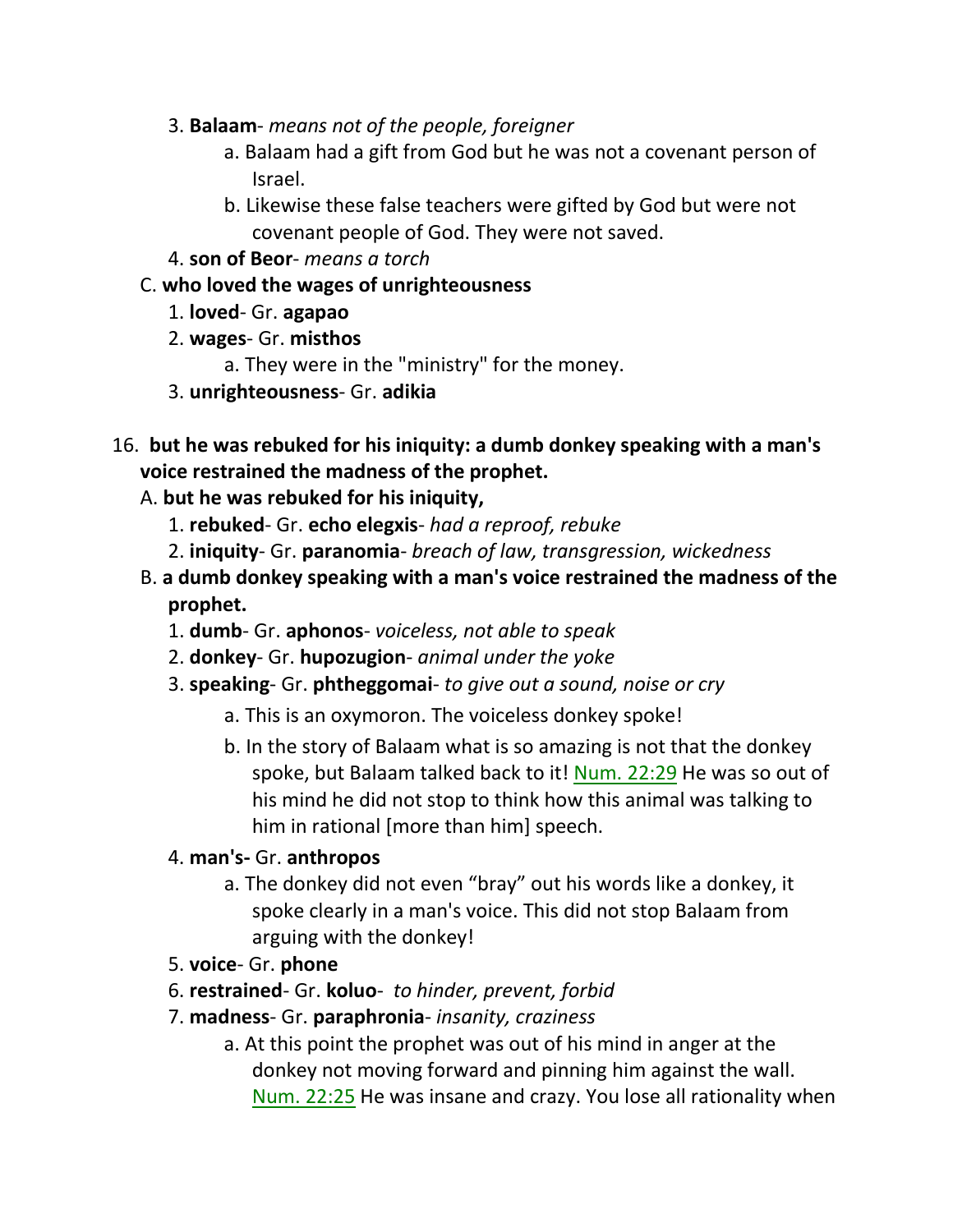3. **Balaam**- *means not of the people, foreigner*
    a. Balaam had a gift from God but he was not a covenant person of Israel.
    b. Likewise these false teachers were gifted by God but were not covenant people of God. They were not saved.
4. **son of Beor**- *means a torch*

C. **who loved the wages of unrighteousness**

1. **loved**- Gr. **agapao**
2. **wages**- Gr. **misthos**
    a. They were in the "ministry" for the money.
3. **unrighteousness**- Gr. **adikia**

16. **but he was rebuked for his iniquity: a dumb donkey speaking with a man's voice restrained the madness of the prophet.**

A. **but he was rebuked for his iniquity,**

1. **rebuked**- Gr. **echo elegxis**- *had a reproof, rebuke*
2. **iniquity**- Gr. **paranomia**- *breach of law, transgression, wickedness*

B. **a dumb donkey speaking with a man's voice restrained the madness of the prophet.**

1. **dumb**- Gr. **aphonos**- *voiceless, not able to speak*
2. **donkey**- Gr. **hupozugion**- *animal under the yoke*
3. **speaking**- Gr. **phtheggomai**- *to give out a sound, noise or cry*
    a. This is an oxymoron. The voiceless donkey spoke!
    b. In the story of Balaam what is so amazing is not that the donkey spoke, but Balaam talked back to it! Num. 22:29 He was so out of his mind he did not stop to think how this animal was talking to him in rational [more than him] speech.
4. **man's-** Gr. **anthropos**
    a. The donkey did not even "bray" out his words like a donkey, it spoke clearly in a man's voice. This did not stop Balaam from arguing with the donkey!
5. **voice**- Gr. **phone**
6. **restrained**- Gr. **koluo**- *to hinder, prevent, forbid*
7. **madness**- Gr. **paraphronia**- *insanity, craziness*
    a. At this point the prophet was out of his mind in anger at the donkey not moving forward and pinning him against the wall. Num. 22:25 He was insane and crazy. You lose all rationality when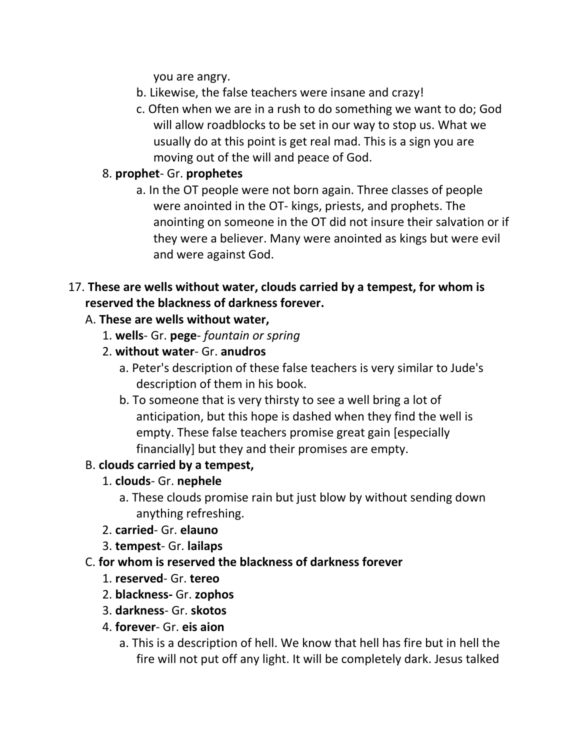you are angry.

   b. Likewise, the false teachers were insane and crazy!
   c. Often when we are in a rush to do something we want to do; God will allow roadblocks to be set in our way to stop us. What we usually do at this point is get real mad. This is a sign you are moving out of the will and peace of God.

8. **prophet**- Gr. **prophetes**
   a. In the OT people were not born again. Three classes of people were anointed in the OT- kings, priests, and prophets. The anointing on someone in the OT did not insure their salvation or if they were a believer. Many were anointed as kings but were evil and were against God.

17. **These are wells without water, clouds carried by a tempest, for whom is reserved the blackness of darkness forever.**

   A. **These are wells without water,**
      1. **wells**- Gr. **pege**- *fountain or spring*
      2. **without water**- Gr. **anudros**
         a. Peter's description of these false teachers is very similar to Jude's description of them in his book.
         b. To someone that is very thirsty to see a well bring a lot of anticipation, but this hope is dashed when they find the well is empty. These false teachers promise great gain [especially financially] but they and their promises are empty.

   B. **clouds carried by a tempest,**
      1. **clouds**- Gr. **nephele**
         a. These clouds promise rain but just blow by without sending down anything refreshing.
      2. **carried**- Gr. **elauno**
      3. **tempest**- Gr. **lailaps**

   C. **for whom is reserved the blackness of darkness forever**
      1. **reserved**- Gr. **tereo**
      2. **blackness-** Gr. **zophos**
      3. **darkness**- Gr. **skotos**
      4. **forever**- Gr. **eis aion**
         a. This is a description of hell. We know that hell has fire but in hell the fire will not put off any light. It will be completely dark. Jesus talked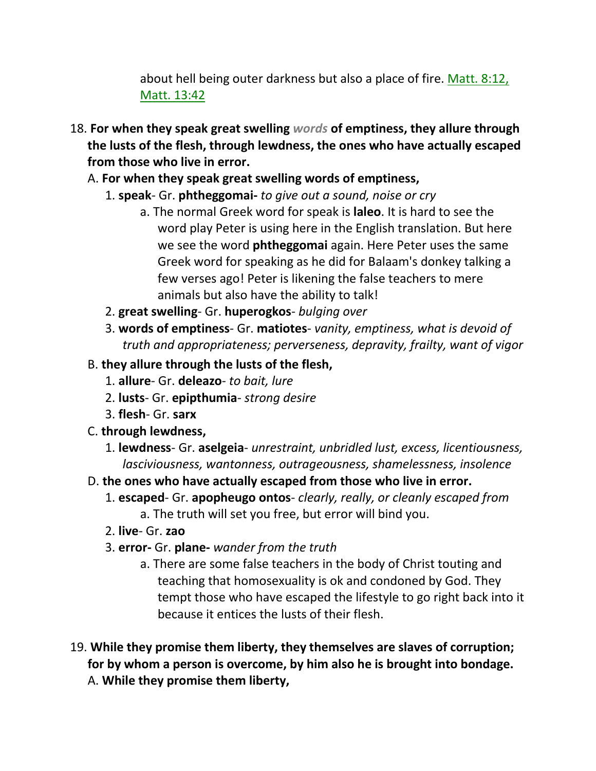about hell being outer darkness but also a place of fire. Matt. 8:12, Matt. 13:42

18. **For when they speak great swelling *words* of emptiness, they allure through the lusts of the flesh, through lewdness, the ones who have actually escaped from those who live in error.**
   A. **For when they speak great swelling words of emptiness,**
      1. **speak**- Gr. **phtheggomai-** *to give out a sound, noise or cry*
         a. The normal Greek word for speak is **laleo**. It is hard to see the word play Peter is using here in the English translation. But here we see the word **phtheggomai** again. Here Peter uses the same Greek word for speaking as he did for Balaam's donkey talking a few verses ago! Peter is likening the false teachers to mere animals but also have the ability to talk!
      2. **great swelling**- Gr. **huperogkos**- *bulging over*
      3. **words of emptiness**- Gr. **matiotes**- *vanity, emptiness, what is devoid of truth and appropriateness; perverseness, depravity, frailty, want of vigor*
   B. **they allure through the lusts of the flesh,**
      1. **allure**- Gr. **deleazo**- *to bait, lure*
      2. **lusts**- Gr. **epipthumia**- *strong desire*
      3. **flesh**- Gr. **sarx**
   C. **through lewdness,**
      1. **lewdness**- Gr. **aselgeia**- *unrestraint, unbridled lust, excess, licentiousness, lasciviousness, wantonness, outrageousness, shamelessness, insolence*
   D. **the ones who have actually escaped from those who live in error.**
      1. **escaped**- Gr. **apopheugo ontos**- *clearly, really, or cleanly escaped from*
         a. The truth will set you free, but error will bind you.
      2. **live**- Gr. **zao**
      3. **error-** Gr. **plane-** *wander from the truth*
         a. There are some false teachers in the body of Christ touting and teaching that homosexuality is ok and condoned by God. They tempt those who have escaped the lifestyle to go right back into it because it entices the lusts of their flesh.

19. **While they promise them liberty, they themselves are slaves of corruption; for by whom a person is overcome, by him also he is brought into bondage.**
   A. **While they promise them liberty,**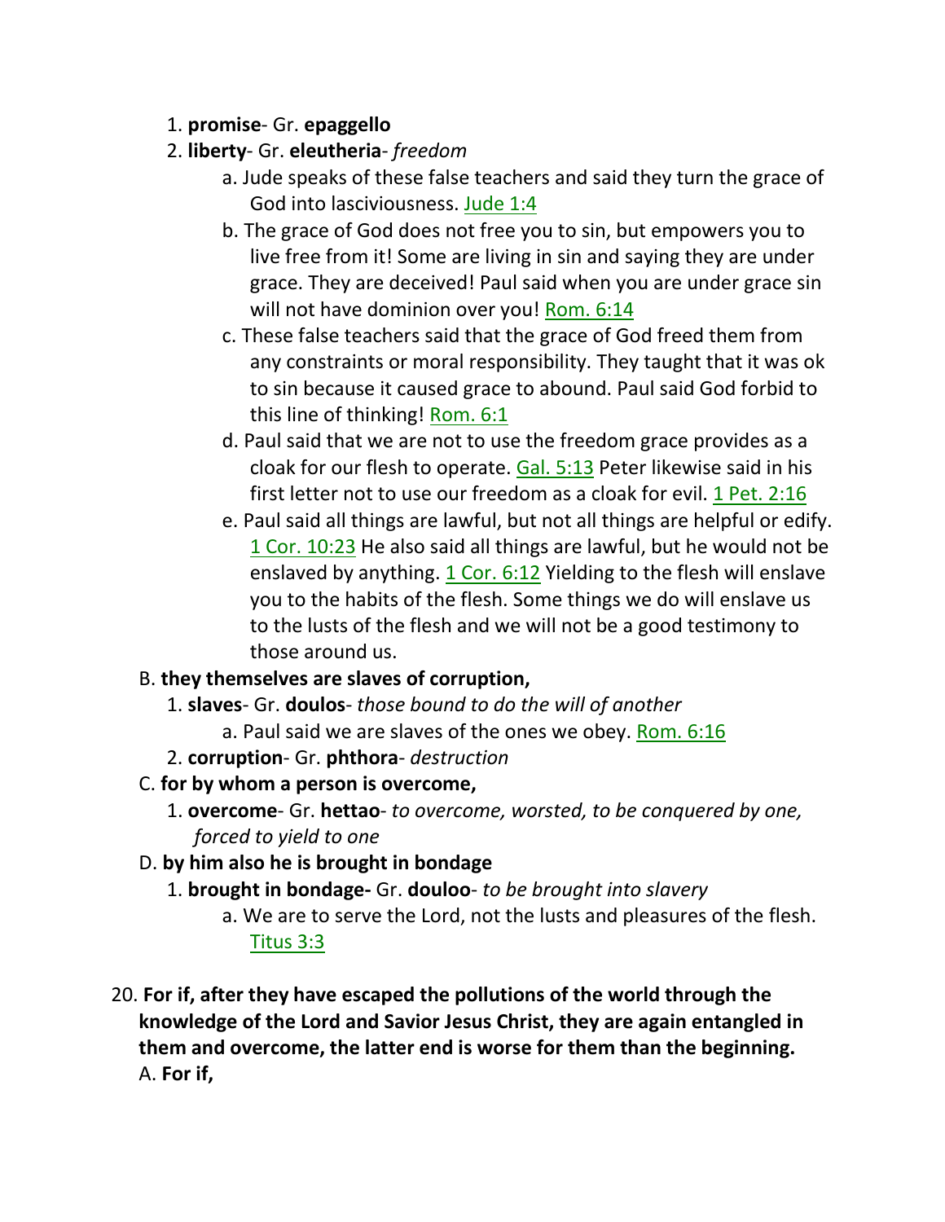1. **promise**- Gr. **epaggello**
2. **liberty**- Gr. **eleutheria**- *freedom*
    a. Jude speaks of these false teachers and said they turn the grace of God into lasciviousness. Jude 1:4
    b. The grace of God does not free you to sin, but empowers you to live free from it! Some are living in sin and saying they are under grace. They are deceived! Paul said when you are under grace sin will not have dominion over you! Rom. 6:14
    c. These false teachers said that the grace of God freed them from any constraints or moral responsibility. They taught that it was ok to sin because it caused grace to abound. Paul said God forbid to this line of thinking! Rom. 6:1
    d. Paul said that we are not to use the freedom grace provides as a cloak for our flesh to operate. Gal. 5:13 Peter likewise said in his first letter not to use our freedom as a cloak for evil. 1 Pet. 2:16
    e. Paul said all things are lawful, but not all things are helpful or edify. 1 Cor. 10:23 He also said all things are lawful, but he would not be enslaved by anything. 1 Cor. 6:12 Yielding to the flesh will enslave you to the habits of the flesh. Some things we do will enslave us to the lusts of the flesh and we will not be a good testimony to those around us.

B. **they themselves are slaves of corruption,**
1. **slaves**- Gr. **doulos**- *those bound to do the will of another*
    a. Paul said we are slaves of the ones we obey. Rom. 6:16
2. **corruption**- Gr. **phthora**- *destruction*

C. **for by whom a person is overcome,**
1. **overcome**- Gr. **hettao**- *to overcome, worsted, to be conquered by one, forced to yield to one*

D. **by him also he is brought in bondage**
1. **brought in bondage-** Gr. **douloo**- *to be brought into slavery*
    a. We are to serve the Lord, not the lusts and pleasures of the flesh. Titus 3:3

20. **For if, after they have escaped the pollutions of the world through the knowledge of the Lord and Savior Jesus Christ, they are again entangled in them and overcome, the latter end is worse for them than the beginning.**
A. **For if,**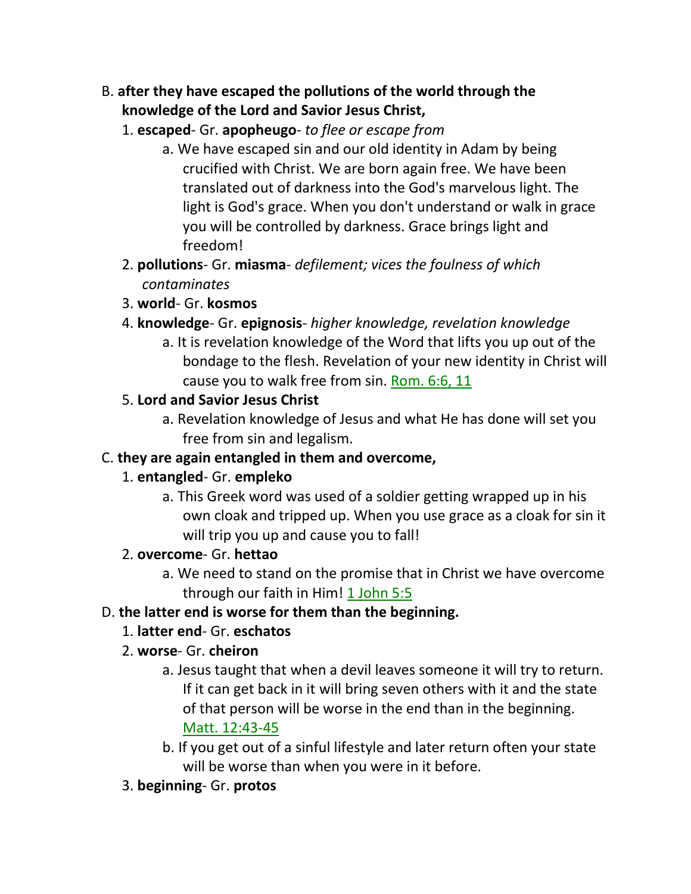B. **after they have escaped the pollutions of the world through the knowledge of the Lord and Savior Jesus Christ,**

1. **escaped**- Gr. **apopheugo**- *to flee or escape from*
   a. We have escaped sin and our old identity in Adam by being crucified with Christ. We are born again free. We have been translated out of darkness into the God's marvelous light. The light is God's grace. When you don't understand or walk in grace you will be controlled by darkness. Grace brings light and freedom!
2. **pollutions**- Gr. **miasma**- *defilement; vices the foulness of which contaminates*
3. **world**- Gr. **kosmos**
4. **knowledge**- Gr. **epignosis**- *higher knowledge, revelation knowledge*
   a. It is revelation knowledge of the Word that lifts you up out of the bondage to the flesh. Revelation of your new identity in Christ will cause you to walk free from sin. Rom. 6:6, 11
5. **Lord and Savior Jesus Christ**
   a. Revelation knowledge of Jesus and what He has done will set you free from sin and legalism.

C. **they are again entangled in them and overcome,**

1. **entangled**- Gr. **empleko**
   a. This Greek word was used of a soldier getting wrapped up in his own cloak and tripped up. When you use grace as a cloak for sin it will trip you up and cause you to fall!
2. **overcome**- Gr. **hettao**
   a. We need to stand on the promise that in Christ we have overcome through our faith in Him! 1 John 5:5

D. **the latter end is worse for them than the beginning.**

1. **latter end**- Gr. **eschatos**
2. **worse**- Gr. **cheiron**
   a. Jesus taught that when a devil leaves someone it will try to return. If it can get back in it will bring seven others with it and the state of that person will be worse in the end than in the beginning. Matt. 12:43-45
   b. If you get out of a sinful lifestyle and later return often your state will be worse than when you were in it before.
3. **beginning**- Gr. **protos**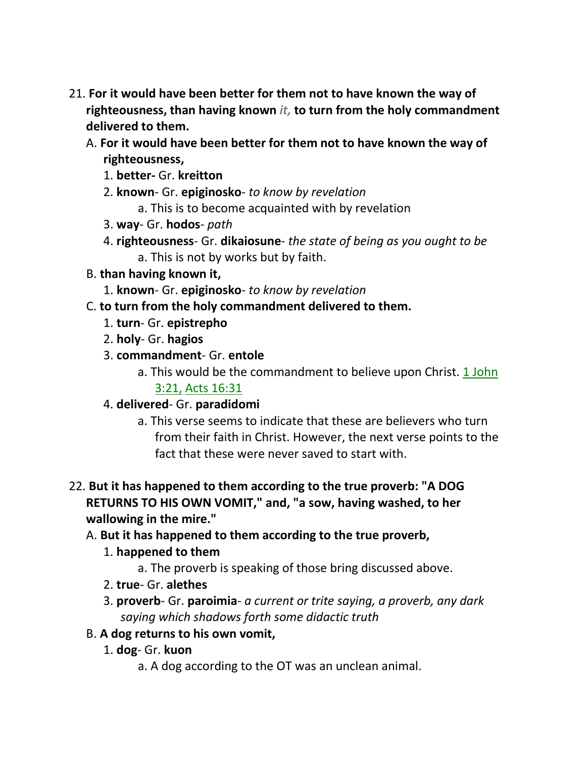21. **For it would have been better for them not to have known the way of righteousness, than having known** *it,* **to turn from the holy commandment delivered to them.**
    A. **For it would have been better for them not to have known the way of righteousness,**
        1. **better-** Gr. **kreitton**
        2. **known**- Gr. **epiginosko**- *to know by revelation*
            a. This is to become acquainted with by revelation
        3. **way**- Gr. **hodos**- *path*
        4. **righteousness**- Gr. **dikaiosune**- *the state of being as you ought to be*
            a. This is not by works but by faith.
    B. **than having known it,**
        1. **known**- Gr. **epiginosko**- *to know by revelation*
    C. **to turn from the holy commandment delivered to them.**
        1. **turn**- Gr. **epistrepho**
        2. **holy**- Gr. **hagios**
        3. **commandment**- Gr. **entole**
            a. This would be the commandment to believe upon Christ. 1 John 3:21, Acts 16:31
        4. **delivered**- Gr. **paradidomi**
            a. This verse seems to indicate that these are believers who turn from their faith in Christ. However, the next verse points to the fact that these were never saved to start with.

22. **But it has happened to them according to the true proverb: "A DOG RETURNS TO HIS OWN VOMIT," and, "a sow, having washed, to her wallowing in the mire."**
    A. **But it has happened to them according to the true proverb,**
        1. **happened to them**
            a. The proverb is speaking of those bring discussed above.
        2. **true**- Gr. **alethes**
        3. **proverb**- Gr. **paroimia**- *a current or trite saying, a proverb, any dark saying which shadows forth some didactic truth*
    B. **A dog returns to his own vomit,**
        1. **dog**- Gr. **kuon**
            a. A dog according to the OT was an unclean animal.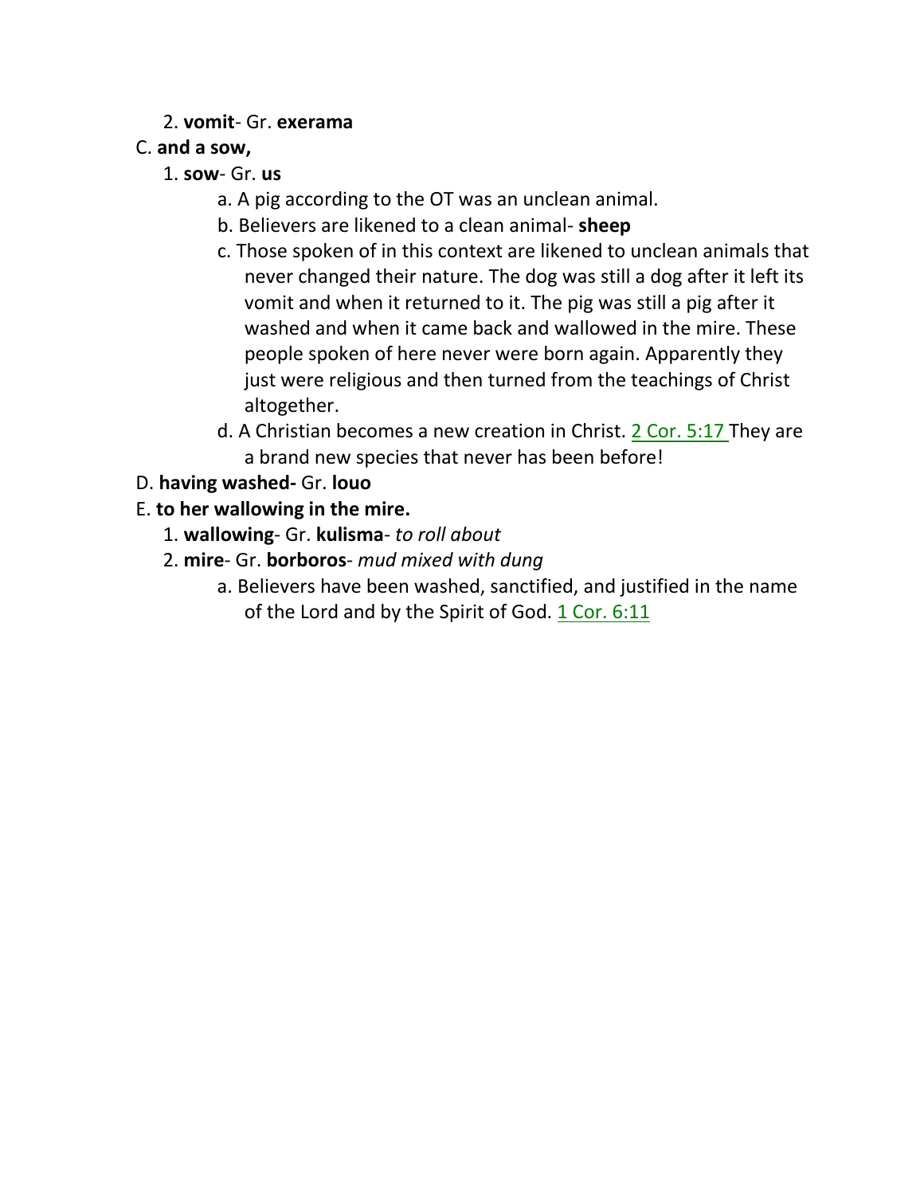2. **vomit**- Gr. **exerama**

C. **and a sow,**

1. **sow**- Gr. **us**
   a. A pig according to the OT was an unclean animal.
   b. Believers are likened to a clean animal- **sheep**
   c. Those spoken of in this context are likened to unclean animals that never changed their nature. The dog was still a dog after it left its vomit and when it returned to it. The pig was still a pig after it washed and when it came back and wallowed in the mire. These people spoken of here never were born again. Apparently they just were religious and then turned from the teachings of Christ altogether.
   d. A Christian becomes a new creation in Christ. 2 Cor. 5:17 They are a brand new species that never has been before!

D. **having washed-** Gr. **louo**

E. **to her wallowing in the mire.**

1. **wallowing**- Gr. **kulisma**- *to roll about*
2. **mire**- Gr. **borboros**- *mud mixed with dung*
   a. Believers have been washed, sanctified, and justified in the name of the Lord and by the Spirit of God. 1 Cor. 6:11